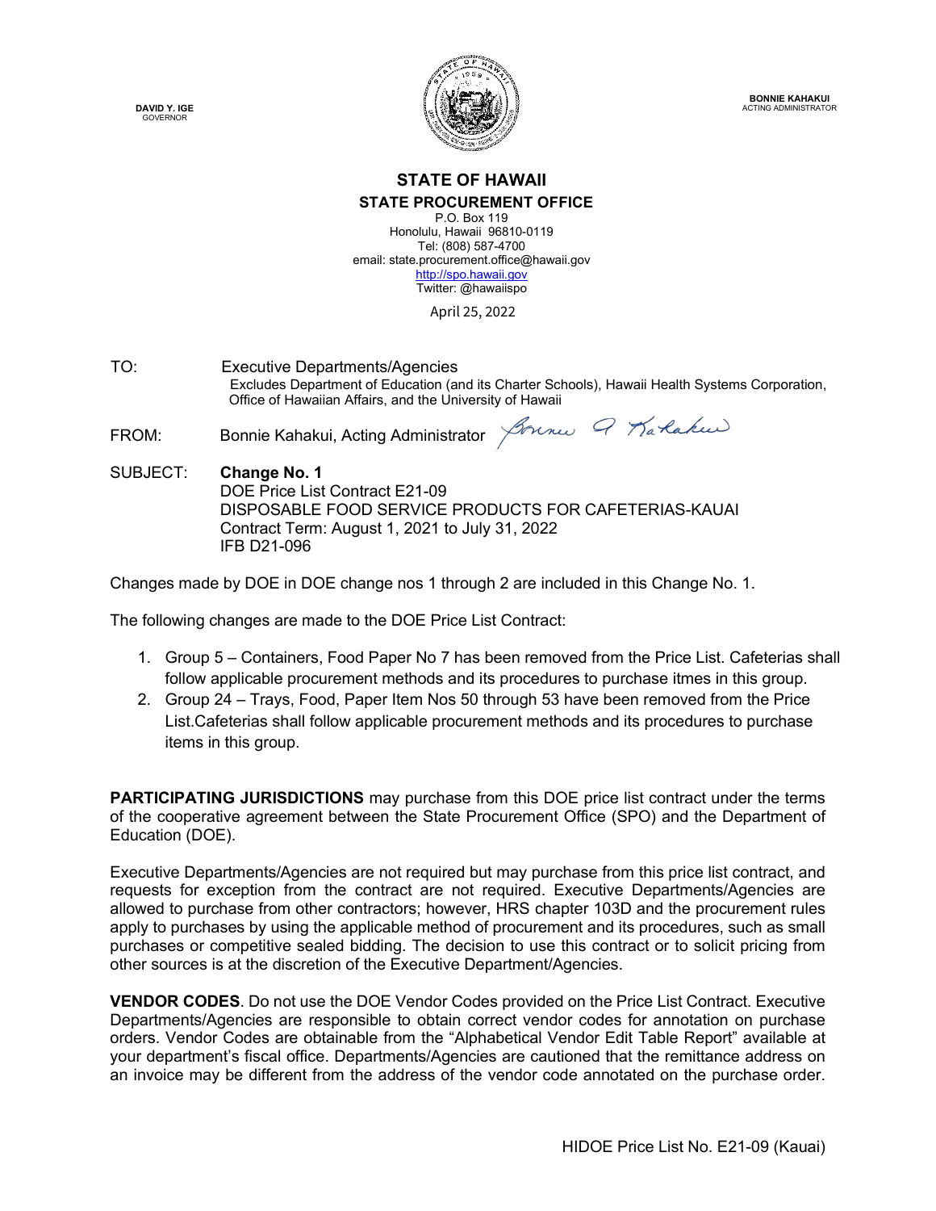DAVID Y. IGE
GOVERNOR

BONNIE KAHAKUI
ACTING ADMINISTRATOR

# STATE OF HAWAII

## STATE PROCUREMENT OFFICE

P.O. Box 119
Honolulu, Hawaii 96810-0119
Tel: (808) 587-4700
email: state.procurement.office@hawaii.gov
http://spo.hawaii.gov
Twitter: @hawaiispo

April 25, 2022

TO: Executive Departments/Agencies
Excludes Department of Education (and its Charter Schools), Hawaii Health Systems Corporation, Office of Hawaiian Affairs, and the University of Hawaii

FROM: Bonnie Kahakui, Acting Administrator

SUBJECT: **Change No. 1**
DOE Price List Contract E21-09
DISPOSABLE FOOD SERVICE PRODUCTS FOR CAFETERIAS-KAUAI
Contract Term: August 1, 2021 to July 31, 2022
IFB D21-096

Changes made by DOE in DOE change nos 1 through 2 are included in this Change No. 1.

The following changes are made to the DOE Price List Contract:

1. Group 5 – Containers, Food Paper No 7 has been removed from the Price List. Cafeterias shall follow applicable procurement methods and its procedures to purchase itmes in this group.
2. Group 24 – Trays, Food, Paper Item Nos 50 through 53 have been removed from the Price List.Cafeterias shall follow applicable procurement methods and its procedures to purchase items in this group.

**PARTICIPATING JURISDICTIONS** may purchase from this DOE price list contract under the terms of the cooperative agreement between the State Procurement Office (SPO) and the Department of Education (DOE).

Executive Departments/Agencies are not required but may purchase from this price list contract, and requests for exception from the contract are not required. Executive Departments/Agencies are allowed to purchase from other contractors; however, HRS chapter 103D and the procurement rules apply to purchases by using the applicable method of procurement and its procedures, such as small purchases or competitive sealed bidding. The decision to use this contract or to solicit pricing from other sources is at the discretion of the Executive Department/Agencies.

**VENDOR CODES**. Do not use the DOE Vendor Codes provided on the Price List Contract. Executive Departments/Agencies are responsible to obtain correct vendor codes for annotation on purchase orders. Vendor Codes are obtainable from the "Alphabetical Vendor Edit Table Report" available at your department's fiscal office. Departments/Agencies are cautioned that the remittance address on an invoice may be different from the address of the vendor code annotated on the purchase order.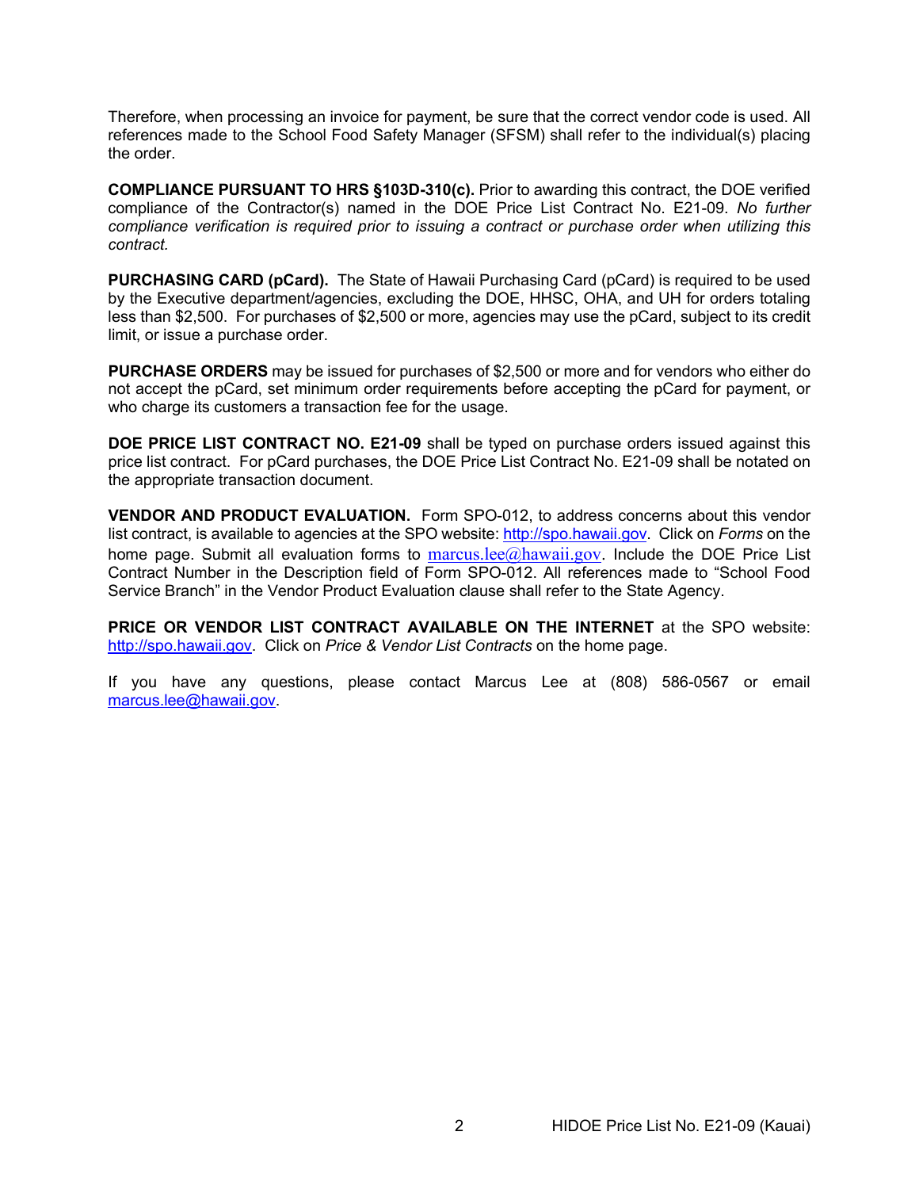Therefore, when processing an invoice for payment, be sure that the correct vendor code is used. All references made to the School Food Safety Manager (SFSM) shall refer to the individual(s) placing the order.

**COMPLIANCE PURSUANT TO HRS §103D-310(c).** Prior to awarding this contract, the DOE verified compliance of the Contractor(s) named in the DOE Price List Contract No. E21-09. *No further compliance verification is required prior to issuing a contract or purchase order when utilizing this contract.*

**PURCHASING CARD (pCard).** The State of Hawaii Purchasing Card (pCard) is required to be used by the Executive department/agencies, excluding the DOE, HHSC, OHA, and UH for orders totaling less than $2,500. For purchases of $2,500 or more, agencies may use the pCard, subject to its credit limit, or issue a purchase order.

**PURCHASE ORDERS** may be issued for purchases of $2,500 or more and for vendors who either do not accept the pCard, set minimum order requirements before accepting the pCard for payment, or who charge its customers a transaction fee for the usage.

**DOE PRICE LIST CONTRACT NO. E21-09** shall be typed on purchase orders issued against this price list contract. For pCard purchases, the DOE Price List Contract No. E21-09 shall be notated on the appropriate transaction document.

**VENDOR AND PRODUCT EVALUATION.** Form SPO-012, to address concerns about this vendor list contract, is available to agencies at the SPO website: http://spo.hawaii.gov. Click on *Forms* on the home page. Submit all evaluation forms to marcus.lee@hawaii.gov. Include the DOE Price List Contract Number in the Description field of Form SPO-012. All references made to "School Food Service Branch" in the Vendor Product Evaluation clause shall refer to the State Agency.

**PRICE OR VENDOR LIST CONTRACT AVAILABLE ON THE INTERNET** at the SPO website: http://spo.hawaii.gov. Click on *Price & Vendor List Contracts* on the home page.

If you have any questions, please contact Marcus Lee at (808) 586-0567 or email marcus.lee@hawaii.gov.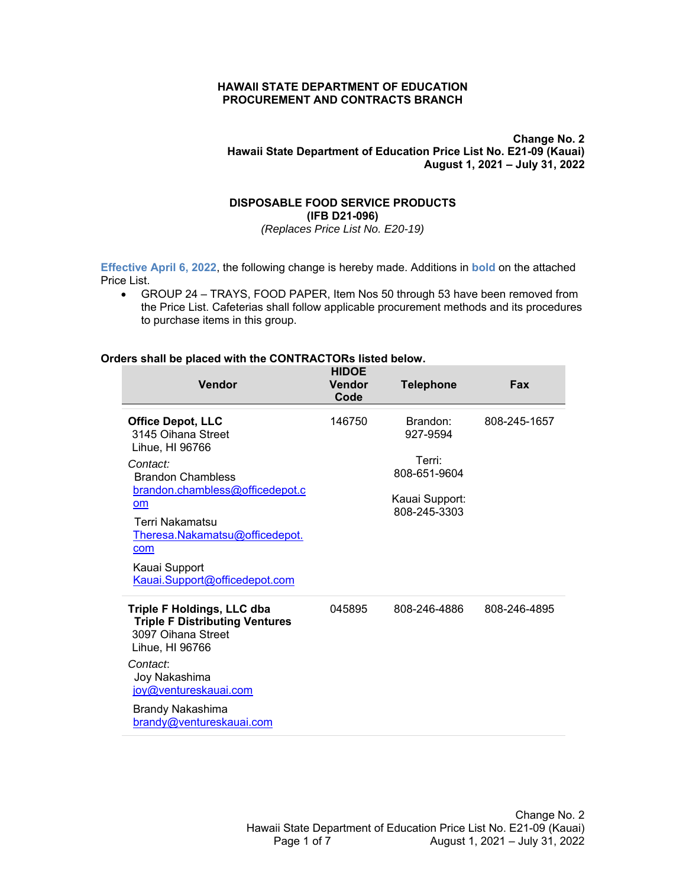**HAWAII STATE DEPARTMENT OF EDUCATION**
**PROCUREMENT AND CONTRACTS BRANCH**

**Change No. 2**
**Hawaii State Department of Education Price List No. E21-09 (Kauai)**
**August 1, 2021 – July 31, 2022**

# DISPOSABLE FOOD SERVICE PRODUCTS
## (IFB D21-096)
*(Replaces Price List No. E20-19)*

**Effective April 6, 2022**, the following change is hereby made. Additions in **bold** on the attached Price List.

- GROUP 24 – TRAYS, FOOD PAPER, Item Nos 50 through 53 have been removed from the Price List. Cafeterias shall follow applicable procurement methods and its procedures to purchase items in this group.

**Orders shall be placed with the CONTRACTORs listed below.**

| Vendor | HIDOE Vendor Code | Telephone | Fax |
|---|---|---|---|
| **Office Depot, LLC**<br>3145 Oihana Street<br>Lihue, HI 96766<br>*Contact:*<br>Brandon Chambless<br>brandon.chambless@officedepot.com<br>Terri Nakamatsu<br>Theresa.Nakamatsu@officedepot.com<br>Kauai Support<br>Kauai.Support@officedepot.com | 146750 | Brandon: 927-9594<br>Terri: 808-651-9604<br>Kauai Support: 808-245-3303 | 808-245-1657 |
| **Triple F Holdings, LLC dba Triple F Distributing Ventures**<br>3097 Oihana Street<br>Lihue, HI 96766<br>*Contact*:<br>Joy Nakashima<br>joy@ventureskauai.com<br>Brandy Nakashima<br>brandy@ventureskauai.com | 045895 | 808-246-4886 | 808-246-4895 |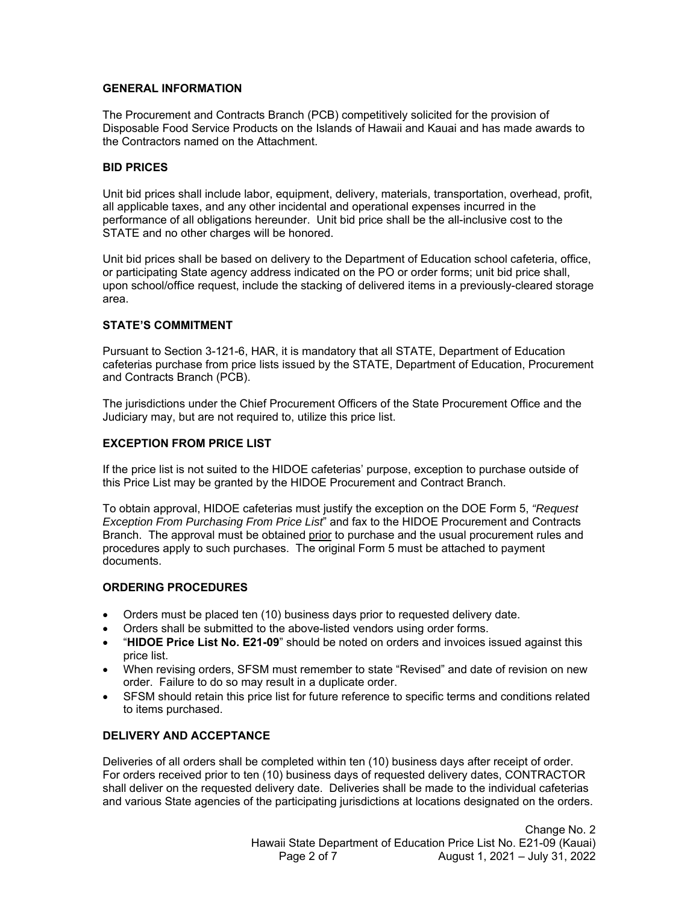## GENERAL INFORMATION

The Procurement and Contracts Branch (PCB) competitively solicited for the provision of Disposable Food Service Products on the Islands of Hawaii and Kauai and has made awards to the Contractors named on the Attachment.

## BID PRICES

Unit bid prices shall include labor, equipment, delivery, materials, transportation, overhead, profit, all applicable taxes, and any other incidental and operational expenses incurred in the performance of all obligations hereunder. Unit bid price shall be the all-inclusive cost to the STATE and no other charges will be honored.

Unit bid prices shall be based on delivery to the Department of Education school cafeteria, office, or participating State agency address indicated on the PO or order forms; unit bid price shall, upon school/office request, include the stacking of delivered items in a previously-cleared storage area.

## STATE'S COMMITMENT

Pursuant to Section 3-121-6, HAR, it is mandatory that all STATE, Department of Education cafeterias purchase from price lists issued by the STATE, Department of Education, Procurement and Contracts Branch (PCB).

The jurisdictions under the Chief Procurement Officers of the State Procurement Office and the Judiciary may, but are not required to, utilize this price list.

## EXCEPTION FROM PRICE LIST

If the price list is not suited to the HIDOE cafeterias' purpose, exception to purchase outside of this Price List may be granted by the HIDOE Procurement and Contract Branch.

To obtain approval, HIDOE cafeterias must justify the exception on the DOE Form 5, *"Request Exception From Purchasing From Price List"* and fax to the HIDOE Procurement and Contracts Branch. The approval must be obtained prior to purchase and the usual procurement rules and procedures apply to such purchases. The original Form 5 must be attached to payment documents.

## ORDERING PROCEDURES

- Orders must be placed ten (10) business days prior to requested delivery date.
- Orders shall be submitted to the above-listed vendors using order forms.
- "**HIDOE Price List No. E21-09**" should be noted on orders and invoices issued against this price list.
- When revising orders, SFSM must remember to state "Revised" and date of revision on new order. Failure to do so may result in a duplicate order.
- SFSM should retain this price list for future reference to specific terms and conditions related to items purchased.

## DELIVERY AND ACCEPTANCE

Deliveries of all orders shall be completed within ten (10) business days after receipt of order. For orders received prior to ten (10) business days of requested delivery dates, CONTRACTOR shall deliver on the requested delivery date. Deliveries shall be made to the individual cafeterias and various State agencies of the participating jurisdictions at locations designated on the orders.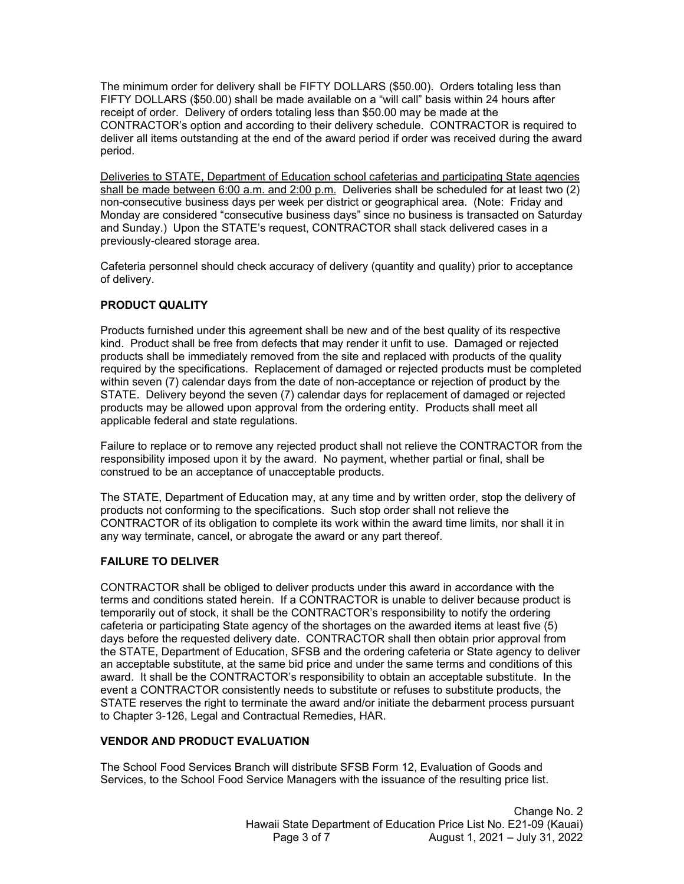The minimum order for delivery shall be FIFTY DOLLARS ($50.00). Orders totaling less than FIFTY DOLLARS ($50.00) shall be made available on a "will call" basis within 24 hours after receipt of order. Delivery of orders totaling less than $50.00 may be made at the CONTRACTOR's option and according to their delivery schedule. CONTRACTOR is required to deliver all items outstanding at the end of the award period if order was received during the award period.

<u>Deliveries to STATE, Department of Education school cafeterias and participating State agencies shall be made between 6:00 a.m. and 2:00 p.m.</u> Deliveries shall be scheduled for at least two (2) non-consecutive business days per week per district or geographical area. (Note: Friday and Monday are considered "consecutive business days" since no business is transacted on Saturday and Sunday.) Upon the STATE's request, CONTRACTOR shall stack delivered cases in a previously-cleared storage area.

Cafeteria personnel should check accuracy of delivery (quantity and quality) prior to acceptance of delivery.

**PRODUCT QUALITY**

Products furnished under this agreement shall be new and of the best quality of its respective kind. Product shall be free from defects that may render it unfit to use. Damaged or rejected products shall be immediately removed from the site and replaced with products of the quality required by the specifications. Replacement of damaged or rejected products must be completed within seven (7) calendar days from the date of non-acceptance or rejection of product by the STATE. Delivery beyond the seven (7) calendar days for replacement of damaged or rejected products may be allowed upon approval from the ordering entity. Products shall meet all applicable federal and state regulations.

Failure to replace or to remove any rejected product shall not relieve the CONTRACTOR from the responsibility imposed upon it by the award. No payment, whether partial or final, shall be construed to be an acceptance of unacceptable products.

The STATE, Department of Education may, at any time and by written order, stop the delivery of products not conforming to the specifications. Such stop order shall not relieve the CONTRACTOR of its obligation to complete its work within the award time limits, nor shall it in any way terminate, cancel, or abrogate the award or any part thereof.

**FAILURE TO DELIVER**

CONTRACTOR shall be obliged to deliver products under this award in accordance with the terms and conditions stated herein. If a CONTRACTOR is unable to deliver because product is temporarily out of stock, it shall be the CONTRACTOR's responsibility to notify the ordering cafeteria or participating State agency of the shortages on the awarded items at least five (5) days before the requested delivery date. CONTRACTOR shall then obtain prior approval from the STATE, Department of Education, SFSB and the ordering cafeteria or State agency to deliver an acceptable substitute, at the same bid price and under the same terms and conditions of this award. It shall be the CONTRACTOR's responsibility to obtain an acceptable substitute. In the event a CONTRACTOR consistently needs to substitute or refuses to substitute products, the STATE reserves the right to terminate the award and/or initiate the debarment process pursuant to Chapter 3-126, Legal and Contractual Remedies, HAR.

**VENDOR AND PRODUCT EVALUATION**

The School Food Services Branch will distribute SFSB Form 12, Evaluation of Goods and Services, to the School Food Service Managers with the issuance of the resulting price list.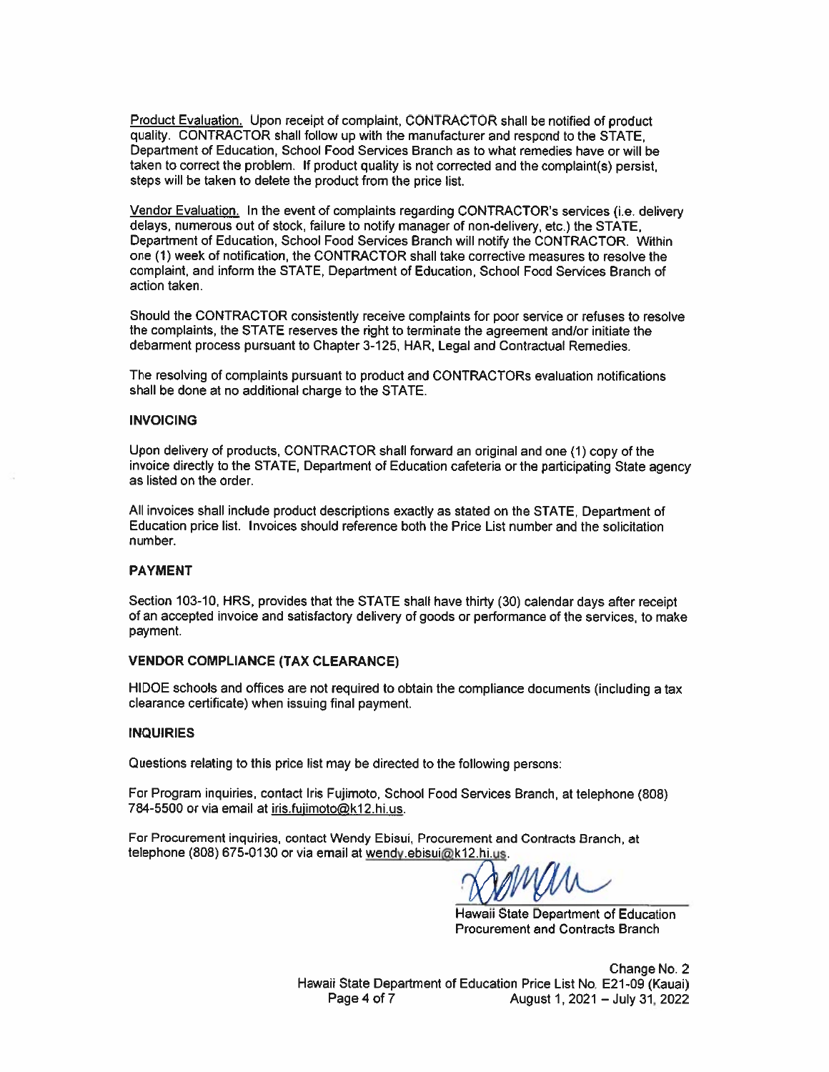Product Evaluation. Upon receipt of complaint, CONTRACTOR shall be notified of product quality. CONTRACTOR shall follow up with the manufacturer and respond to the STATE, Department of Education, School Food Services Branch as to what remedies have or will be taken to correct the problem. If product quality is not corrected and the complaint(s) persist, steps will be taken to delete the product from the price list.

Vendor Evaluation. In the event of complaints regarding CONTRACTOR's services (i.e. delivery delays, numerous out of stock, failure to notify manager of non-delivery, etc.) the STATE, Department of Education, School Food Services Branch will notify the CONTRACTOR. Within one (1) week of notification, the CONTRACTOR shall take corrective measures to resolve the complaint, and inform the STATE, Department of Education, School Food Services Branch of action taken.

Should the CONTRACTOR consistently receive complaints for poor service or refuses to resolve the complaints, the STATE reserves the right to terminate the agreement and/or initiate the debarment process pursuant to Chapter 3-125, HAR, Legal and Contractual Remedies.

The resolving of complaints pursuant to product and CONTRACTORs evaluation notifications shall be done at no additional charge to the STATE.

**INVOICING**

Upon delivery of products, CONTRACTOR shall forward an original and one (1) copy of the invoice directly to the STATE, Department of Education cafeteria or the participating State agency as listed on the order.

All invoices shall include product descriptions exactly as stated on the STATE, Department of Education price list. Invoices should reference both the Price List number and the solicitation number.

**PAYMENT**

Section 103-10, HRS, provides that the STATE shall have thirty (30) calendar days after receipt of an accepted invoice and satisfactory delivery of goods or performance of the services, to make payment.

**VENDOR COMPLIANCE (TAX CLEARANCE)**

HIDOE schools and offices are not required to obtain the compliance documents (including a tax clearance certificate) when issuing final payment.

**INQUIRIES**

Questions relating to this price list may be directed to the following persons:

For Program inquiries, contact Iris Fujimoto, School Food Services Branch, at telephone (808) 784-5500 or via email at iris.fujimoto@k12.hi.us.

For Procurement inquiries, contact Wendy Ebisui, Procurement and Contracts Branch, at telephone (808) 675-0130 or via email at wendy.ebisui@k12.hi.us.

Hawaii State Department of Education
Procurement and Contracts Branch

Change No. 2
Hawaii State Department of Education Price List No. E21-09 (Kauai)
August 1, 2021 – July 31, 2022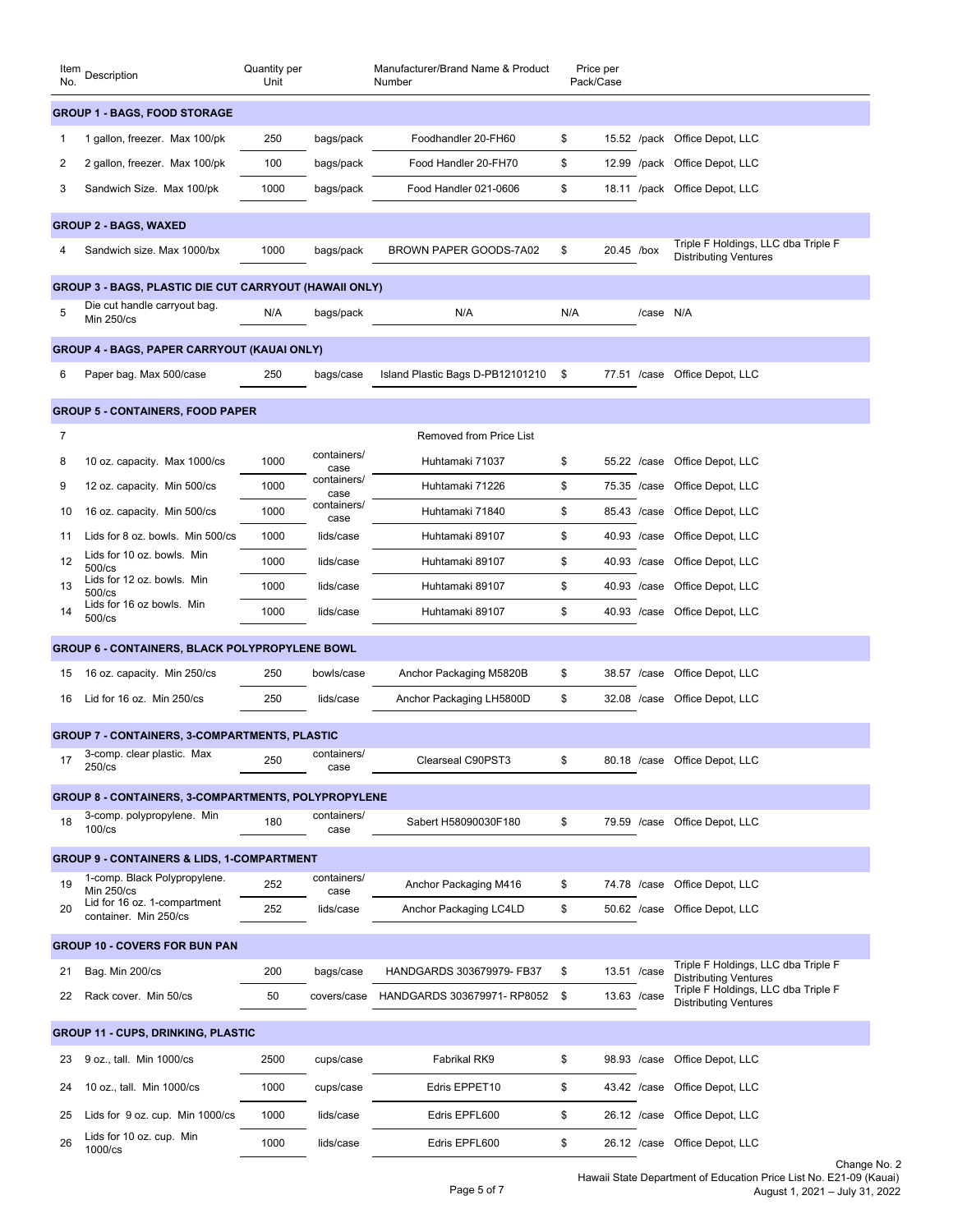| Item No. | Description | Quantity per Unit | | Manufacturer/Brand Name & Product Number | Price per Pack/Case | | |
|---|---|---|---|---|---|---|---|
| **GROUP 1 - BAGS, FOOD STORAGE** | | | | | | | |
| 1 | 1 gallon, freezer. Max 100/pk | 250 | bags/pack | Foodhandler 20-FH60 | $ 15.52 | /pack | Office Depot, LLC |
| 2 | 2 gallon, freezer. Max 100/pk | 100 | bags/pack | Food Handler 20-FH70 | $ 12.99 | /pack | Office Depot, LLC |
| 3 | Sandwich Size. Max 100/pk | 1000 | bags/pack | Food Handler 021-0606 | $ 18.11 | /pack | Office Depot, LLC |
| **GROUP 2 - BAGS, WAXED** | | | | | | | |
| 4 | Sandwich size. Max 1000/bx | 1000 | bags/pack | BROWN PAPER GOODS-7A02 | $ 20.45 | /box | Triple F Holdings, LLC dba Triple F Distributing Ventures |
| **GROUP 3 - BAGS, PLASTIC DIE CUT CARRYOUT (HAWAII ONLY)** | | | | | | | |
| 5 | Die cut handle carryout bag. Min 250/cs | N/A | bags/pack | N/A | N/A | /case | N/A |
| **GROUP 4 - BAGS, PAPER CARRYOUT (KAUAI ONLY)** | | | | | | | |
| 6 | Paper bag. Max 500/case | 250 | bags/case | Island Plastic Bags D-PB12101210 | $ 77.51 | /case | Office Depot, LLC |
| **GROUP 5 - CONTAINERS, FOOD PAPER** | | | | | | | |
| 7 | | | | Removed from Price List | | | |
| 8 | 10 oz. capacity. Max 1000/cs | 1000 | containers/ case | Huhtamaki 71037 | $ 55.22 | /case | Office Depot, LLC |
| 9 | 12 oz. capacity. Min 500/cs | 1000 | containers/ case | Huhtamaki 71226 | $ 75.35 | /case | Office Depot, LLC |
| 10 | 16 oz. capacity. Min 500/cs | 1000 | containers/ case | Huhtamaki 71840 | $ 85.43 | /case | Office Depot, LLC |
| 11 | Lids for 8 oz. bowls. Min 500/cs | 1000 | lids/case | Huhtamaki 89107 | $ 40.93 | /case | Office Depot, LLC |
| 12 | Lids for 10 oz. bowls. Min 500/cs | 1000 | lids/case | Huhtamaki 89107 | $ 40.93 | /case | Office Depot, LLC |
| 13 | Lids for 12 oz. bowls. Min 500/cs | 1000 | lids/case | Huhtamaki 89107 | $ 40.93 | /case | Office Depot, LLC |
| 14 | Lids for 16 oz bowls. Min 500/cs | 1000 | lids/case | Huhtamaki 89107 | $ 40.93 | /case | Office Depot, LLC |
| **GROUP 6 - CONTAINERS, BLACK POLYPROPYLENE BOWL** | | | | | | | |
| 15 | 16 oz. capacity. Min 250/cs | 250 | bowls/case | Anchor Packaging M5820B | $ 38.57 | /case | Office Depot, LLC |
| 16 | Lid for 16 oz. Min 250/cs | 250 | lids/case | Anchor Packaging LH5800D | $ 32.08 | /case | Office Depot, LLC |
| **GROUP 7 - CONTAINERS, 3-COMPARTMENTS, PLASTIC** | | | | | | | |
| 17 | 3-comp. clear plastic. Max 250/cs | 250 | containers/ case | Clearseal C90PST3 | $ 80.18 | /case | Office Depot, LLC |
| **GROUP 8 - CONTAINERS, 3-COMPARTMENTS, POLYPROPYLENE** | | | | | | | |
| 18 | 3-comp. polypropylene. Min 100/cs | 180 | containers/ case | Sabert H58090030F180 | $ 79.59 | /case | Office Depot, LLC |
| **GROUP 9 - CONTAINERS & LIDS, 1-COMPARTMENT** | | | | | | | |
| 19 | 1-comp. Black Polypropylene. Min 250/cs | 252 | containers/ case | Anchor Packaging M416 | $ 74.78 | /case | Office Depot, LLC |
| 20 | Lid for 16 oz. 1-compartment container. Min 250/cs | 252 | lids/case | Anchor Packaging LC4LD | $ 50.62 | /case | Office Depot, LLC |
| **GROUP 10 - COVERS FOR BUN PAN** | | | | | | | |
| 21 | Bag. Min 200/cs | 200 | bags/case | HANDGARDS 303679979- FB37 | $ 13.51 | /case | Triple F Holdings, LLC dba Triple F Distributing Ventures |
| 22 | Rack cover. Min 50/cs | 50 | covers/case | HANDGARDS 303679971- RP8052 | $ 13.63 | /case | Triple F Holdings, LLC dba Triple F Distributing Ventures |
| **GROUP 11 - CUPS, DRINKING, PLASTIC** | | | | | | | |
| 23 | 9 oz., tall. Min 1000/cs | 2500 | cups/case | Fabrikal RK9 | $ 98.93 | /case | Office Depot, LLC |
| 24 | 10 oz., tall. Min 1000/cs | 1000 | cups/case | Edris EPPET10 | $ 43.42 | /case | Office Depot, LLC |
| 25 | Lids for 9 oz. cup. Min 1000/cs | 1000 | lids/case | Edris EPFL600 | $ 26.12 | /case | Office Depot, LLC |
| 26 | Lids for 10 oz. cup. Min 1000/cs | 1000 | lids/case | Edris EPFL600 | $ 26.12 | /case | Office Depot, LLC |

Change No. 2
Hawaii State Department of Education Price List No. E21-09 (Kauai)
August 1, 2021 – July 31, 2022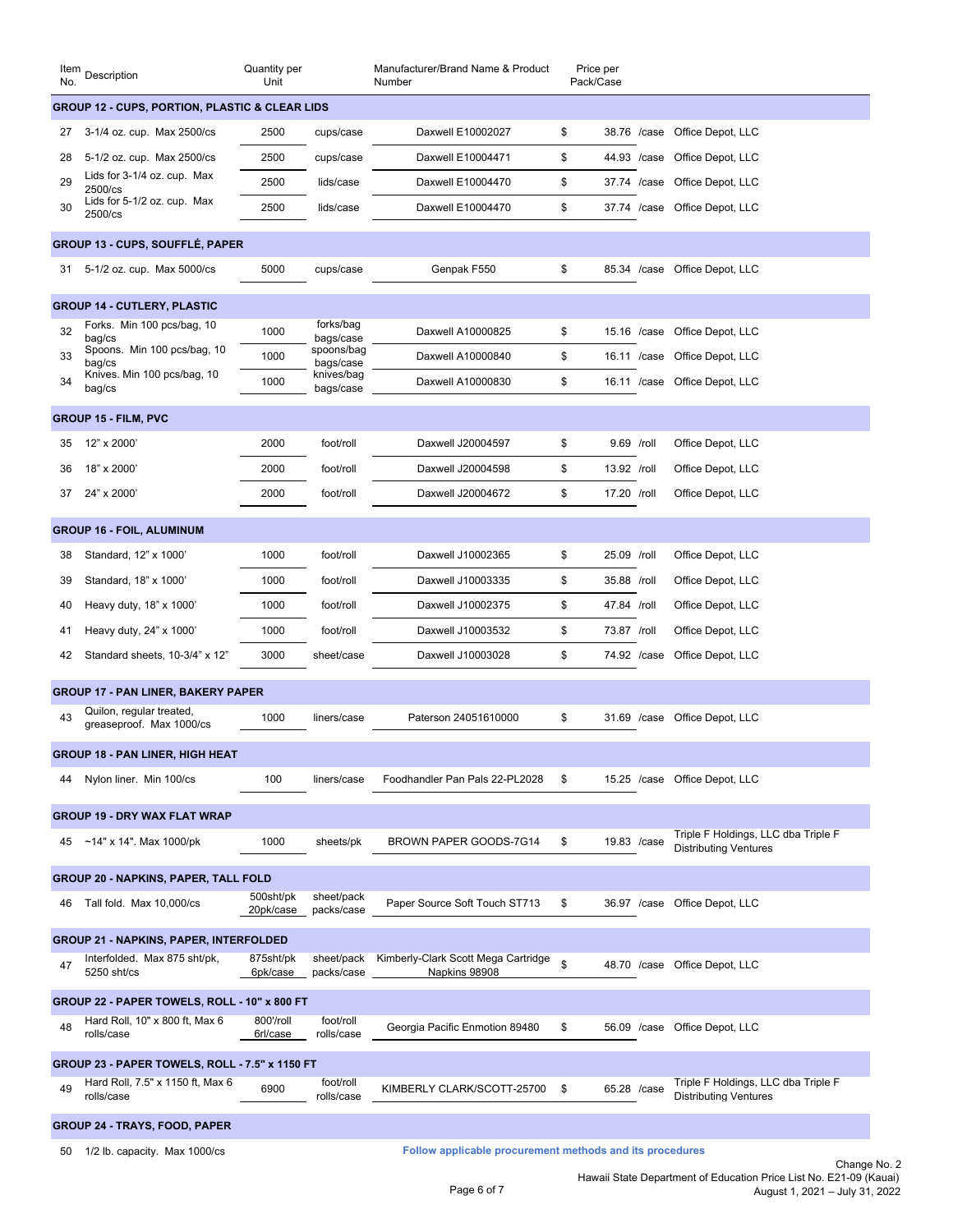| Item No. | Description | Quantity per Unit | | Manufacturer/Brand Name & Product Number | Price per Pack/Case | | |
|---|---|---|---|---|---|---|---|
| **GROUP 12 - CUPS, PORTION, PLASTIC & CLEAR LIDS** | | | | | | | |
| 27 | 3-1/4 oz. cup. Max 2500/cs | 2500 | cups/case | Daxwell E10002027 | $ 38.76 | /case | Office Depot, LLC |
| 28 | 5-1/2 oz. cup. Max 2500/cs | 2500 | cups/case | Daxwell E10004471 | $ 44.93 | /case | Office Depot, LLC |
| 29 | Lids for 3-1/4 oz. cup. Max 2500/cs | 2500 | lids/case | Daxwell E10004470 | $ 37.74 | /case | Office Depot, LLC |
| 30 | Lids for 5-1/2 oz. cup. Max 2500/cs | 2500 | lids/case | Daxwell E10004470 | $ 37.74 | /case | Office Depot, LLC |
| **GROUP 13 - CUPS, SOUFFLÉ, PAPER** | | | | | | | |
| 31 | 5-1/2 oz. cup. Max 5000/cs | 5000 | cups/case | Genpak F550 | $ 85.34 | /case | Office Depot, LLC |
| **GROUP 14 - CUTLERY, PLASTIC** | | | | | | | |
| 32 | Forks. Min 100 pcs/bag, 10 bag/cs | 1000 | forks/bag bags/case | Daxwell A10000825 | $ 15.16 | /case | Office Depot, LLC |
| 33 | Spoons. Min 100 pcs/bag, 10 bag/cs | 1000 | spoons/bag bags/case | Daxwell A10000840 | $ 16.11 | /case | Office Depot, LLC |
| 34 | Knives. Min 100 pcs/bag, 10 bag/cs | 1000 | knives/bag bags/case | Daxwell A10000830 | $ 16.11 | /case | Office Depot, LLC |
| **GROUP 15 - FILM, PVC** | | | | | | | |
| 35 | 12" x 2000' | 2000 | foot/roll | Daxwell J20004597 | $ 9.69 | /roll | Office Depot, LLC |
| 36 | 18" x 2000' | 2000 | foot/roll | Daxwell J20004598 | $ 13.92 | /roll | Office Depot, LLC |
| 37 | 24" x 2000' | 2000 | foot/roll | Daxwell J20004672 | $ 17.20 | /roll | Office Depot, LLC |
| **GROUP 16 - FOIL, ALUMINUM** | | | | | | | |
| 38 | Standard, 12" x 1000' | 1000 | foot/roll | Daxwell J10002365 | $ 25.09 | /roll | Office Depot, LLC |
| 39 | Standard, 18" x 1000' | 1000 | foot/roll | Daxwell J10003335 | $ 35.88 | /roll | Office Depot, LLC |
| 40 | Heavy duty, 18" x 1000' | 1000 | foot/roll | Daxwell J10002375 | $ 47.84 | /roll | Office Depot, LLC |
| 41 | Heavy duty, 24" x 1000' | 1000 | foot/roll | Daxwell J10003532 | $ 73.87 | /roll | Office Depot, LLC |
| 42 | Standard sheets, 10-3/4" x 12" | 3000 | sheet/case | Daxwell J10003028 | $ 74.92 | /case | Office Depot, LLC |
| **GROUP 17 - PAN LINER, BAKERY PAPER** | | | | | | | |
| 43 | Quilon, regular treated, greaseproof. Max 1000/cs | 1000 | liners/case | Paterson 24051610000 | $ 31.69 | /case | Office Depot, LLC |
| **GROUP 18 - PAN LINER, HIGH HEAT** | | | | | | | |
| 44 | Nylon liner. Min 100/cs | 100 | liners/case | Foodhandler Pan Pals 22-PL2028 | $ 15.25 | /case | Office Depot, LLC |
| **GROUP 19 - DRY WAX FLAT WRAP** | | | | | | | |
| 45 | ~14" x 14". Max 1000/pk | 1000 | sheets/pk | BROWN PAPER GOODS-7G14 | $ 19.83 | /case | Triple F Holdings, LLC dba Triple F Distributing Ventures |
| **GROUP 20 - NAPKINS, PAPER, TALL FOLD** | | | | | | | |
| 46 | Tall fold. Max 10,000/cs | 500sht/pk 20pk/case | sheet/pack packs/case | Paper Source Soft Touch ST713 | $ 36.97 | /case | Office Depot, LLC |
| **GROUP 21 - NAPKINS, PAPER, INTERFOLDED** | | | | | | | |
| 47 | Interfolded. Max 875 sht/pk, 5250 sht/cs | 875sht/pk 6pk/case | sheet/pack packs/case | Kimberly-Clark Scott Mega Cartridge Napkins 98908 | $ 48.70 | /case | Office Depot, LLC |
| **GROUP 22 - PAPER TOWELS, ROLL - 10" x 800 FT** | | | | | | | |
| 48 | Hard Roll, 10" x 800 ft, Max 6 rolls/case | 800'/roll 6rl/case | foot/roll rolls/case | Georgia Pacific Enmotion 89480 | $ 56.09 | /case | Office Depot, LLC |
| **GROUP 23 - PAPER TOWELS, ROLL - 7.5" x 1150 FT** | | | | | | | |
| 49 | Hard Roll, 7.5" x 1150 ft, Max 6 rolls/case | 6900 | foot/roll rolls/case | KIMBERLY CLARK/SCOTT-25700 | $ 65.28 | /case | Triple F Holdings, LLC dba Triple F Distributing Ventures |
| **GROUP 24 - TRAYS, FOOD, PAPER** | | | | | | | |
| 50 | 1/2 lb. capacity. Max 1000/cs | | | **Follow applicable procurement methods and its procedures** | | | |

Change No. 2
Hawaii State Department of Education Price List No. E21-09 (Kauai)
August 1, 2021 – July 31, 2022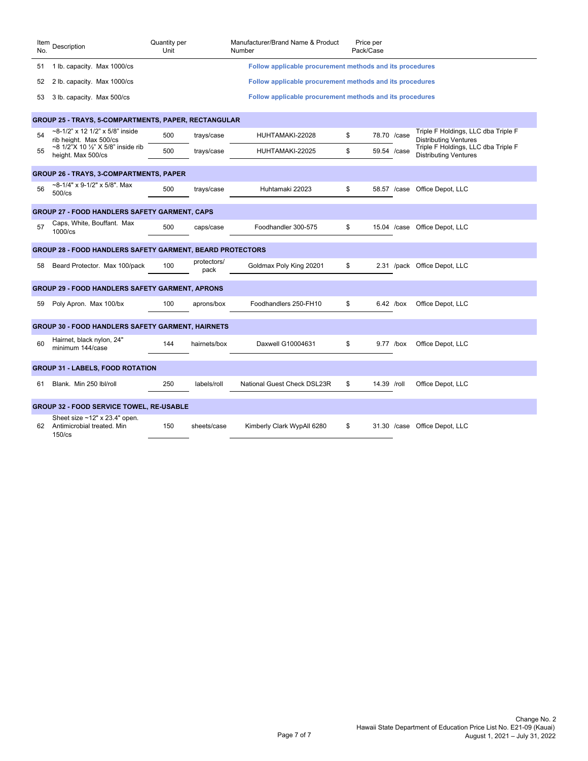| Item No. | Description | Quantity per Unit | | Manufacturer/Brand Name & Product Number | Price per Pack/Case | | |
|---|---|---|---|---|---|---|---|
| 51 | 1 lb. capacity. Max 1000/cs | | | Follow applicable procurement methods and its procedures | | | |
| 52 | 2 lb. capacity. Max 1000/cs | | | Follow applicable procurement methods and its procedures | | | |
| 53 | 3 lb. capacity. Max 500/cs | | | Follow applicable procurement methods and its procedures | | | |
| **GROUP 25 - TRAYS, 5-COMPARTMENTS, PAPER, RECTANGULAR** | | | | | | | |
| 54 | ~8-1/2" x 12 1/2" x 5/8" inside rib height. Max 500/cs | 500 | trays/case | HUHTAMAKI-22028 | $ | 78.70 /case | Triple F Holdings, LLC dba Triple F Distributing Ventures |
| 55 | ~8 1/2"X 10 ½" X 5/8" inside rib height. Max 500/cs | 500 | trays/case | HUHTAMAKI-22025 | $ | 59.54 /case | Triple F Holdings, LLC dba Triple F Distributing Ventures |
| **GROUP 26 - TRAYS, 3-COMPARTMENTS, PAPER** | | | | | | | |
| 56 | ~8-1/4" x 9-1/2" x 5/8". Max 500/cs | 500 | trays/case | Huhtamaki 22023 | $ | 58.57 /case | Office Depot, LLC |
| **GROUP 27 - FOOD HANDLERS SAFETY GARMENT, CAPS** | | | | | | | |
| 57 | Caps, White, Bouffant. Max 1000/cs | 500 | caps/case | Foodhandler 300-575 | $ | 15.04 /case | Office Depot, LLC |
| **GROUP 28 - FOOD HANDLERS SAFETY GARMENT, BEARD PROTECTORS** | | | | | | | |
| 58 | Beard Protector. Max 100/pack | 100 | protectors/pack | Goldmax Poly King 20201 | $ | 2.31 /pack | Office Depot, LLC |
| **GROUP 29 - FOOD HANDLERS SAFETY GARMENT, APRONS** | | | | | | | |
| 59 | Poly Apron. Max 100/bx | 100 | aprons/box | Foodhandlers 250-FH10 | $ | 6.42 /box | Office Depot, LLC |
| **GROUP 30 - FOOD HANDLERS SAFETY GARMENT, HAIRNETS** | | | | | | | |
| 60 | Hairnet, black nylon, 24" minimum 144/case | 144 | hairnets/box | Daxwell G10004631 | $ | 9.77 /box | Office Depot, LLC |
| **GROUP 31 - LABELS, FOOD ROTATION** | | | | | | | |
| 61 | Blank. Min 250 lbl/roll | 250 | labels/roll | National Guest Check DSL23R | $ | 14.39 /roll | Office Depot, LLC |
| **GROUP 32 - FOOD SERVICE TOWEL, RE-USABLE** | | | | | | | |
| 62 | Sheet size ~12" x 23.4" open. Antimicrobial treated. Min 150/cs | 150 | sheets/case | Kimberly Clark WypAll 6280 | $ | 31.30 /case | Office Depot, LLC |

Change No. 2
Hawaii State Department of Education Price List No. E21-09 (Kauai)
August 1, 2021 – July 31, 2022